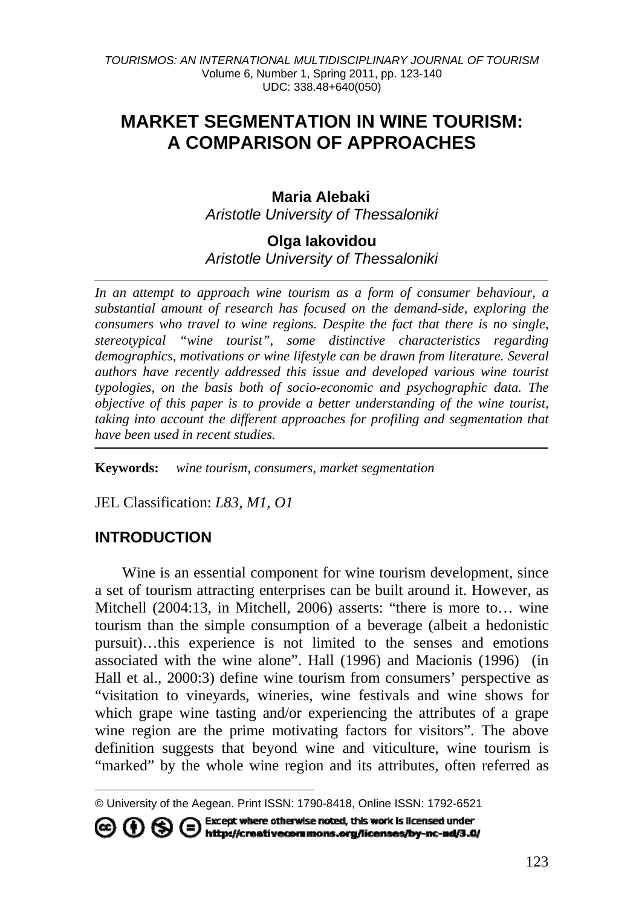# MARKET SEGMENTATION IN WINE TOURISM: A COMPARISON OF APPROACHES

**Maria Alebaki**
*Aristotle University of Thessaloniki*

**Olga Iakovidou**
*Aristotle University of Thessaloniki*

*In an attempt to approach wine tourism as a form of consumer behaviour, a substantial amount of research has focused on the demand-side, exploring the consumers who travel to wine regions. Despite the fact that there is no single, stereotypical "wine tourist", some distinctive characteristics regarding demographics, motivations or wine lifestyle can be drawn from literature. Several authors have recently addressed this issue and developed various wine tourist typologies, on the basis both of socio-economic and psychographic data. The objective of this paper is to provide a better understanding of the wine tourist, taking into account the different approaches for profiling and segmentation that have been used in recent studies.*

**Keywords:** *wine tourism, consumers, market segmentation*

JEL Classification: *L83, M1, O1*

## INTRODUCTION

Wine is an essential component for wine tourism development, since a set of tourism attracting enterprises can be built around it. However, as Mitchell (2004:13, in Mitchell, 2006) asserts: "there is more to… wine tourism than the simple consumption of a beverage (albeit a hedonistic pursuit)…this experience is not limited to the senses and emotions associated with the wine alone". Hall (1996) and Macionis (1996) (in Hall et al., 2000:3) define wine tourism from consumers' perspective as "visitation to vineyards, wineries, wine festivals and wine shows for which grape wine tasting and/or experiencing the attributes of a grape wine region are the prime motivating factors for visitors". The above definition suggests that beyond wine and viticulture, wine tourism is "marked" by the whole wine region and its attributes, often referred as

---

© University of the Aegean. Print ISSN: 1790-8418, Online ISSN: 1792-6521

Except where otherwise noted, this work is licensed under http://creativecommons.org/licenses/by-nc-nd/3.0/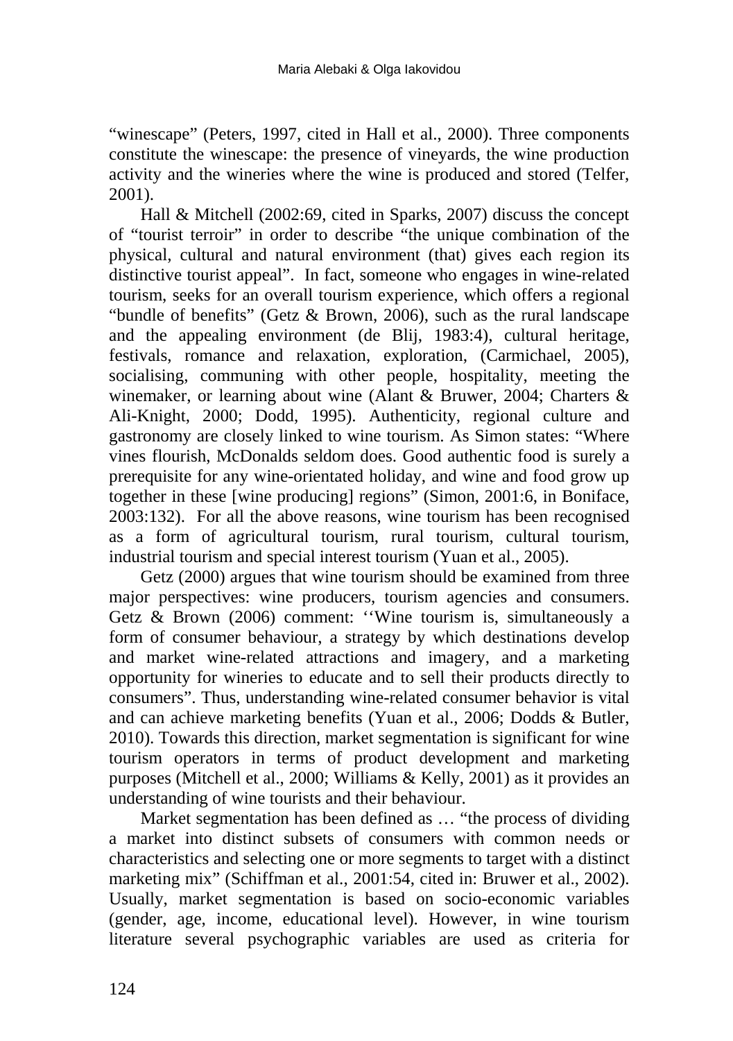"winescape" (Peters, 1997, cited in Hall et al., 2000). Three components constitute the winescape: the presence of vineyards, the wine production activity and the wineries where the wine is produced and stored (Telfer, 2001).

Hall & Mitchell (2002:69, cited in Sparks, 2007) discuss the concept of "tourist terroir" in order to describe "the unique combination of the physical, cultural and natural environment (that) gives each region its distinctive tourist appeal". In fact, someone who engages in wine-related tourism, seeks for an overall tourism experience, which offers a regional "bundle of benefits" (Getz & Brown, 2006), such as the rural landscape and the appealing environment (de Blij, 1983:4), cultural heritage, festivals, romance and relaxation, exploration, (Carmichael, 2005), socialising, communing with other people, hospitality, meeting the winemaker, or learning about wine (Alant & Bruwer, 2004; Charters & Ali-Knight, 2000; Dodd, 1995). Authenticity, regional culture and gastronomy are closely linked to wine tourism. As Simon states: "Where vines flourish, McDonalds seldom does. Good authentic food is surely a prerequisite for any wine-orientated holiday, and wine and food grow up together in these [wine producing] regions" (Simon, 2001:6, in Boniface, 2003:132). For all the above reasons, wine tourism has been recognised as a form of agricultural tourism, rural tourism, cultural tourism, industrial tourism and special interest tourism (Yuan et al., 2005).

Getz (2000) argues that wine tourism should be examined from three major perspectives: wine producers, tourism agencies and consumers. Getz & Brown (2006) comment: ''Wine tourism is, simultaneously a form of consumer behaviour, a strategy by which destinations develop and market wine-related attractions and imagery, and a marketing opportunity for wineries to educate and to sell their products directly to consumers". Thus, understanding wine-related consumer behavior is vital and can achieve marketing benefits (Yuan et al., 2006; Dodds & Butler, 2010). Towards this direction, market segmentation is significant for wine tourism operators in terms of product development and marketing purposes (Mitchell et al., 2000; Williams & Kelly, 2001) as it provides an understanding of wine tourists and their behaviour.

Market segmentation has been defined as … "the process of dividing a market into distinct subsets of consumers with common needs or characteristics and selecting one or more segments to target with a distinct marketing mix" (Schiffman et al., 2001:54, cited in: Bruwer et al., 2002). Usually, market segmentation is based on socio-economic variables (gender, age, income, educational level). However, in wine tourism literature several psychographic variables are used as criteria for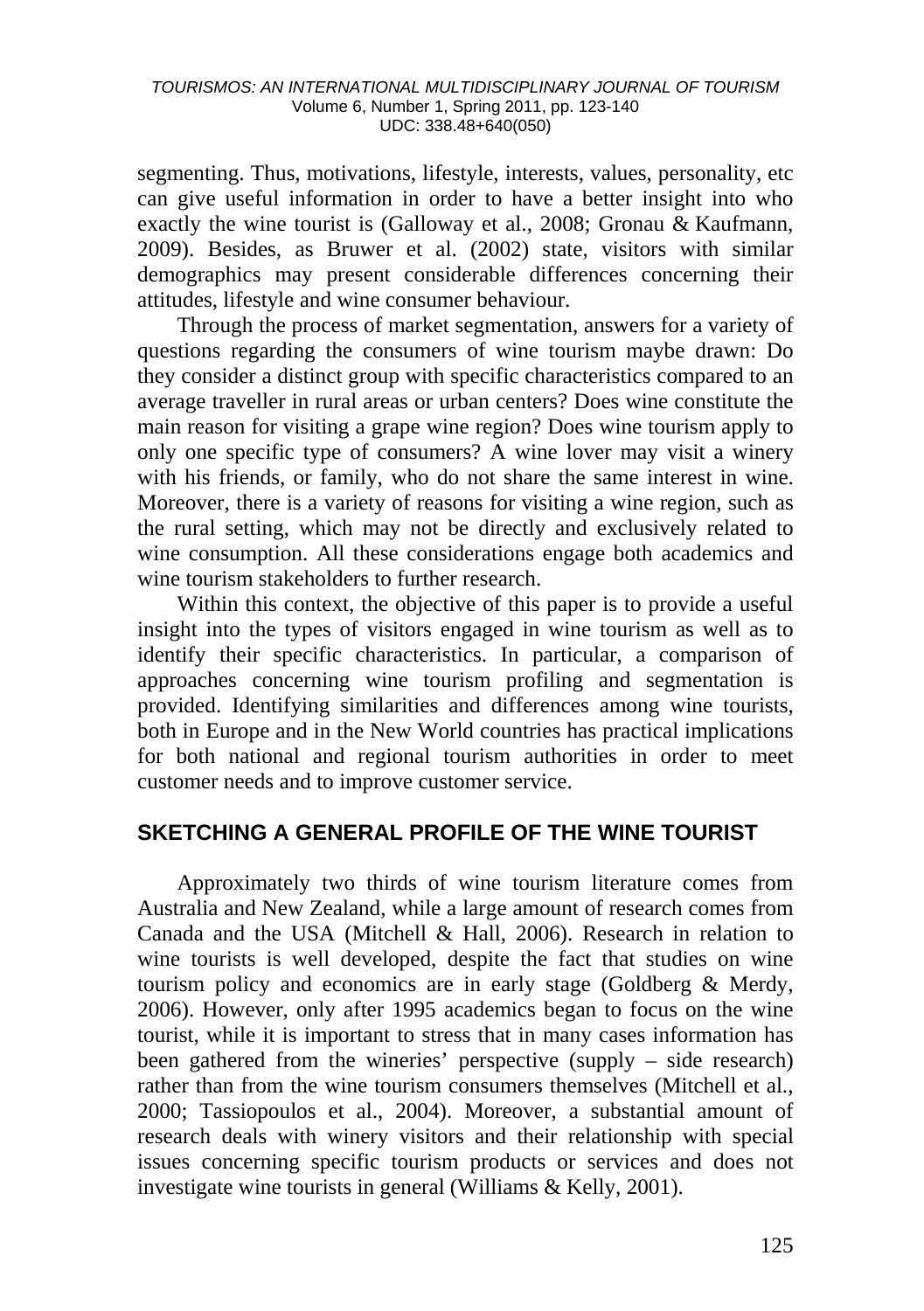segmenting. Thus, motivations, lifestyle, interests, values, personality, etc can give useful information in order to have a better insight into who exactly the wine tourist is (Galloway et al., 2008; Gronau & Kaufmann, 2009). Besides, as Bruwer et al. (2002) state, visitors with similar demographics may present considerable differences concerning their attitudes, lifestyle and wine consumer behaviour.

Through the process of market segmentation, answers for a variety of questions regarding the consumers of wine tourism maybe drawn: Do they consider a distinct group with specific characteristics compared to an average traveller in rural areas or urban centers? Does wine constitute the main reason for visiting a grape wine region? Does wine tourism apply to only one specific type of consumers? A wine lover may visit a winery with his friends, or family, who do not share the same interest in wine. Moreover, there is a variety of reasons for visiting a wine region, such as the rural setting, which may not be directly and exclusively related to wine consumption. All these considerations engage both academics and wine tourism stakeholders to further research.

Within this context, the objective of this paper is to provide a useful insight into the types of visitors engaged in wine tourism as well as to identify their specific characteristics. In particular, a comparison of approaches concerning wine tourism profiling and segmentation is provided. Identifying similarities and differences among wine tourists, both in Europe and in the New World countries has practical implications for both national and regional tourism authorities in order to meet customer needs and to improve customer service.

## SKETCHING A GENERAL PROFILE OF THE WINE TOURIST

Approximately two thirds of wine tourism literature comes from Australia and New Zealand, while a large amount of research comes from Canada and the USA (Mitchell & Hall, 2006). Research in relation to wine tourists is well developed, despite the fact that studies on wine tourism policy and economics are in early stage (Goldberg & Merdy, 2006). However, only after 1995 academics began to focus on the wine tourist, while it is important to stress that in many cases information has been gathered from the wineries' perspective (supply – side research) rather than from the wine tourism consumers themselves (Mitchell et al., 2000; Tassiopoulos et al., 2004). Moreover, a substantial amount of research deals with winery visitors and their relationship with special issues concerning specific tourism products or services and does not investigate wine tourists in general (Williams & Kelly, 2001).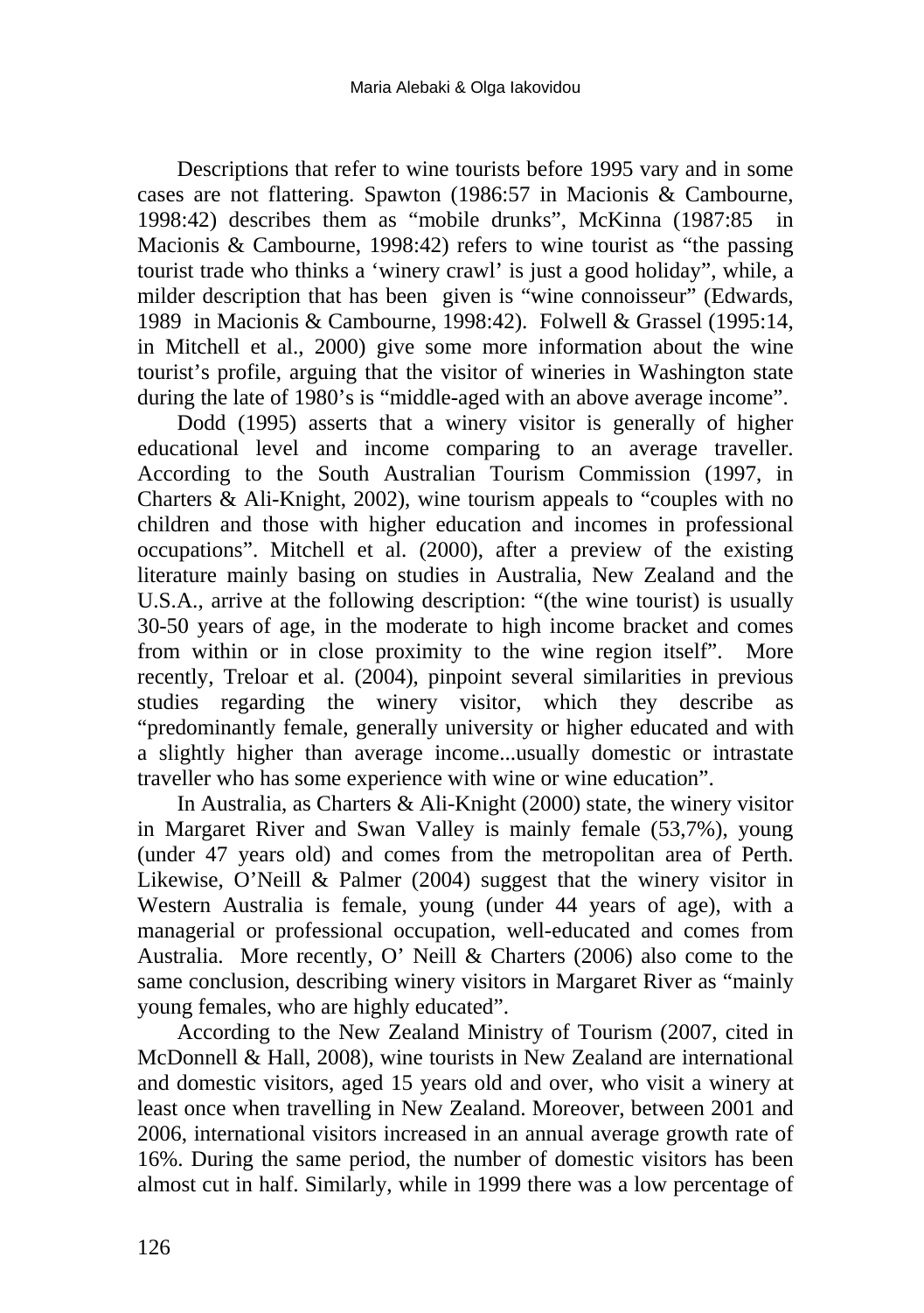Descriptions that refer to wine tourists before 1995 vary and in some cases are not flattering. Spawton (1986:57 in Macionis & Cambourne, 1998:42) describes them as "mobile drunks", McKinna (1987:85 in Macionis & Cambourne, 1998:42) refers to wine tourist as "the passing tourist trade who thinks a 'winery crawl' is just a good holiday", while, a milder description that has been given is "wine connoisseur" (Edwards, 1989 in Macionis & Cambourne, 1998:42). Folwell & Grassel (1995:14, in Mitchell et al., 2000) give some more information about the wine tourist's profile, arguing that the visitor of wineries in Washington state during the late of 1980's is "middle-aged with an above average income".

Dodd (1995) asserts that a winery visitor is generally of higher educational level and income comparing to an average traveller. According to the South Australian Tourism Commission (1997, in Charters & Ali-Knight, 2002), wine tourism appeals to "couples with no children and those with higher education and incomes in professional occupations". Mitchell et al. (2000), after a preview of the existing literature mainly basing on studies in Australia, New Zealand and the U.S.A., arrive at the following description: "(the wine tourist) is usually 30-50 years of age, in the moderate to high income bracket and comes from within or in close proximity to the wine region itself". More recently, Treloar et al. (2004), pinpoint several similarities in previous studies regarding the winery visitor, which they describe as "predominantly female, generally university or higher educated and with a slightly higher than average income...usually domestic or intrastate traveller who has some experience with wine or wine education".

In Australia, as Charters & Ali-Knight (2000) state, the winery visitor in Margaret River and Swan Valley is mainly female (53,7%), young (under 47 years old) and comes from the metropolitan area of Perth. Likewise, O'Neill & Palmer (2004) suggest that the winery visitor in Western Australia is female, young (under 44 years of age), with a managerial or professional occupation, well-educated and comes from Australia. More recently, O' Neill & Charters (2006) also come to the same conclusion, describing winery visitors in Margaret River as "mainly young females, who are highly educated".

According to the New Zealand Ministry of Tourism (2007, cited in McDonnell & Hall, 2008), wine tourists in New Zealand are international and domestic visitors, aged 15 years old and over, who visit a winery at least once when travelling in New Zealand. Moreover, between 2001 and 2006, international visitors increased in an annual average growth rate of 16%. During the same period, the number of domestic visitors has been almost cut in half. Similarly, while in 1999 there was a low percentage of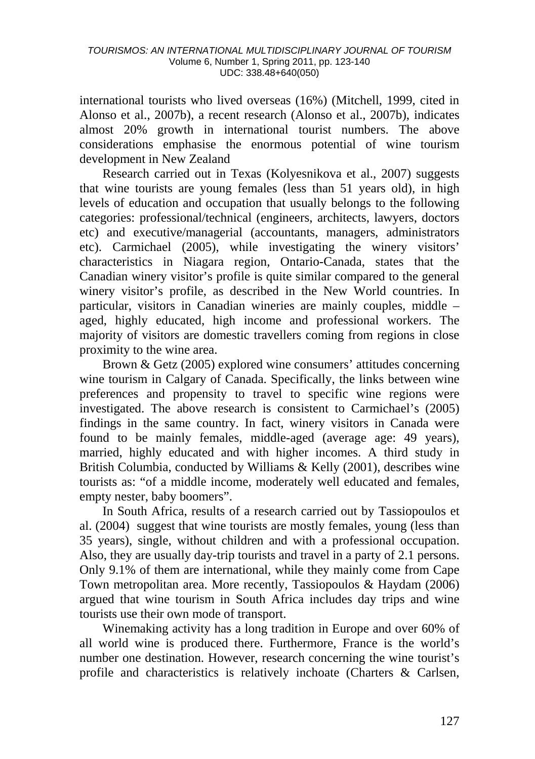international tourists who lived overseas (16%) (Mitchell, 1999, cited in Alonso et al., 2007b), a recent research (Alonso et al., 2007b), indicates almost 20% growth in international tourist numbers. The above considerations emphasise the enormous potential of wine tourism development in New Zealand

Research carried out in Texas (Kolyesnikova et al., 2007) suggests that wine tourists are young females (less than 51 years old), in high levels of education and occupation that usually belongs to the following categories: professional/technical (engineers, architects, lawyers, doctors etc) and executive/managerial (accountants, managers, administrators etc). Carmichael (2005), while investigating the winery visitors' characteristics in Niagara region, Ontario-Canada, states that the Canadian winery visitor's profile is quite similar compared to the general winery visitor's profile, as described in the New World countries. In particular, visitors in Canadian wineries are mainly couples, middle – aged, highly educated, high income and professional workers. The majority of visitors are domestic travellers coming from regions in close proximity to the wine area.

Brown & Getz (2005) explored wine consumers' attitudes concerning wine tourism in Calgary of Canada. Specifically, the links between wine preferences and propensity to travel to specific wine regions were investigated. The above research is consistent to Carmichael's (2005) findings in the same country. In fact, winery visitors in Canada were found to be mainly females, middle-aged (average age: 49 years), married, highly educated and with higher incomes. A third study in British Columbia, conducted by Williams & Kelly (2001), describes wine tourists as: "of a middle income, moderately well educated and females, empty nester, baby boomers".

In South Africa, results of a research carried out by Tassiopoulos et al. (2004) suggest that wine tourists are mostly females, young (less than 35 years), single, without children and with a professional occupation. Also, they are usually day-trip tourists and travel in a party of 2.1 persons. Only 9.1% of them are international, while they mainly come from Cape Town metropolitan area. More recently, Tassiopoulos & Haydam (2006) argued that wine tourism in South Africa includes day trips and wine tourists use their own mode of transport.

Winemaking activity has a long tradition in Europe and over 60% of all world wine is produced there. Furthermore, France is the world's number one destination. However, research concerning the wine tourist's profile and characteristics is relatively inchoate (Charters & Carlsen,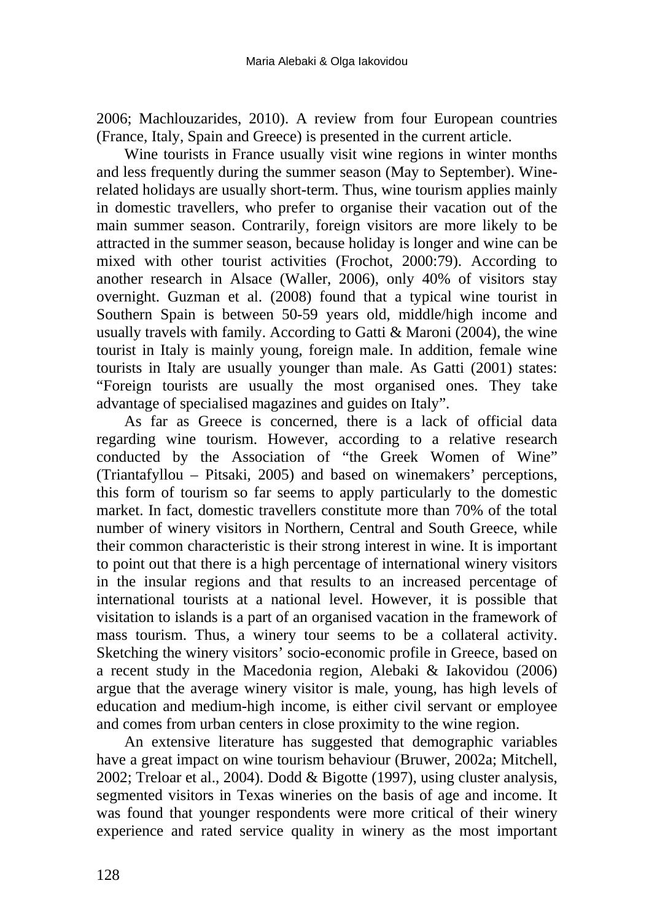2006; Machlouzarides, 2010). A review from four European countries (France, Italy, Spain and Greece) is presented in the current article.

Wine tourists in France usually visit wine regions in winter months and less frequently during the summer season (May to September). Wine-related holidays are usually short-term. Thus, wine tourism applies mainly in domestic travellers, who prefer to organise their vacation out of the main summer season. Contrarily, foreign visitors are more likely to be attracted in the summer season, because holiday is longer and wine can be mixed with other tourist activities (Frochot, 2000:79). According to another research in Alsace (Waller, 2006), only 40% of visitors stay overnight. Guzman et al. (2008) found that a typical wine tourist in Southern Spain is between 50-59 years old, middle/high income and usually travels with family. According to Gatti & Maroni (2004), the wine tourist in Italy is mainly young, foreign male. In addition, female wine tourists in Italy are usually younger than male. As Gatti (2001) states: "Foreign tourists are usually the most organised ones. They take advantage of specialised magazines and guides on Italy".

As far as Greece is concerned, there is a lack of official data regarding wine tourism. However, according to a relative research conducted by the Association of "the Greek Women of Wine" (Triantafyllou – Pitsaki, 2005) and based on winemakers' perceptions, this form of tourism so far seems to apply particularly to the domestic market. In fact, domestic travellers constitute more than 70% of the total number of winery visitors in Northern, Central and South Greece, while their common characteristic is their strong interest in wine. It is important to point out that there is a high percentage of international winery visitors in the insular regions and that results to an increased percentage of international tourists at a national level. However, it is possible that visitation to islands is a part of an organised vacation in the framework of mass tourism. Thus, a winery tour seems to be a collateral activity. Sketching the winery visitors' socio-economic profile in Greece, based on a recent study in the Macedonia region, Alebaki & Iakovidou (2006) argue that the average winery visitor is male, young, has high levels of education and medium-high income, is either civil servant or employee and comes from urban centers in close proximity to the wine region.

An extensive literature has suggested that demographic variables have a great impact on wine tourism behaviour (Bruwer, 2002a; Mitchell, 2002; Treloar et al., 2004). Dodd & Bigotte (1997), using cluster analysis, segmented visitors in Texas wineries on the basis of age and income. It was found that younger respondents were more critical of their winery experience and rated service quality in winery as the most important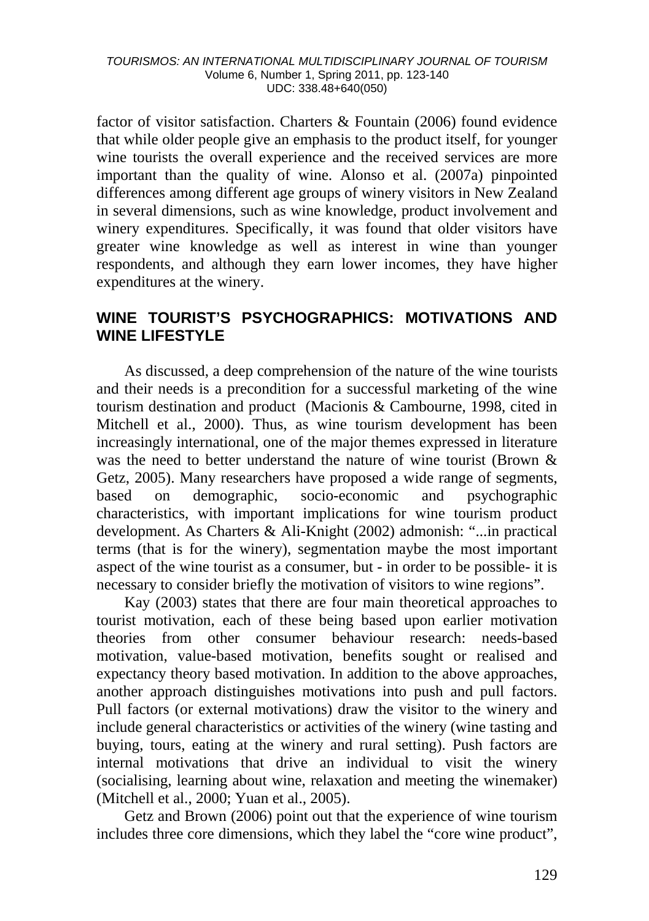factor of visitor satisfaction. Charters & Fountain (2006) found evidence that while older people give an emphasis to the product itself, for younger wine tourists the overall experience and the received services are more important than the quality of wine. Alonso et al. (2007a) pinpointed differences among different age groups of winery visitors in New Zealand in several dimensions, such as wine knowledge, product involvement and winery expenditures. Specifically, it was found that older visitors have greater wine knowledge as well as interest in wine than younger respondents, and although they earn lower incomes, they have higher expenditures at the winery.

## WINE TOURIST'S PSYCHOGRAPHICS: MOTIVATIONS AND WINE LIFESTYLE

As discussed, a deep comprehension of the nature of the wine tourists and their needs is a precondition for a successful marketing of the wine tourism destination and product (Macionis & Cambourne, 1998, cited in Mitchell et al., 2000). Thus, as wine tourism development has been increasingly international, one of the major themes expressed in literature was the need to better understand the nature of wine tourist (Brown & Getz, 2005). Many researchers have proposed a wide range of segments, based on demographic, socio-economic and psychographic characteristics, with important implications for wine tourism product development. As Charters & Ali-Knight (2002) admonish: "...in practical terms (that is for the winery), segmentation maybe the most important aspect of the wine tourist as a consumer, but - in order to be possible- it is necessary to consider briefly the motivation of visitors to wine regions".

Kay (2003) states that there are four main theoretical approaches to tourist motivation, each of these being based upon earlier motivation theories from other consumer behaviour research: needs-based motivation, value-based motivation, benefits sought or realised and expectancy theory based motivation. In addition to the above approaches, another approach distinguishes motivations into push and pull factors. Pull factors (or external motivations) draw the visitor to the winery and include general characteristics or activities of the winery (wine tasting and buying, tours, eating at the winery and rural setting). Push factors are internal motivations that drive an individual to visit the winery (socialising, learning about wine, relaxation and meeting the winemaker) (Mitchell et al., 2000; Yuan et al., 2005).

Getz and Brown (2006) point out that the experience of wine tourism includes three core dimensions, which they label the "core wine product",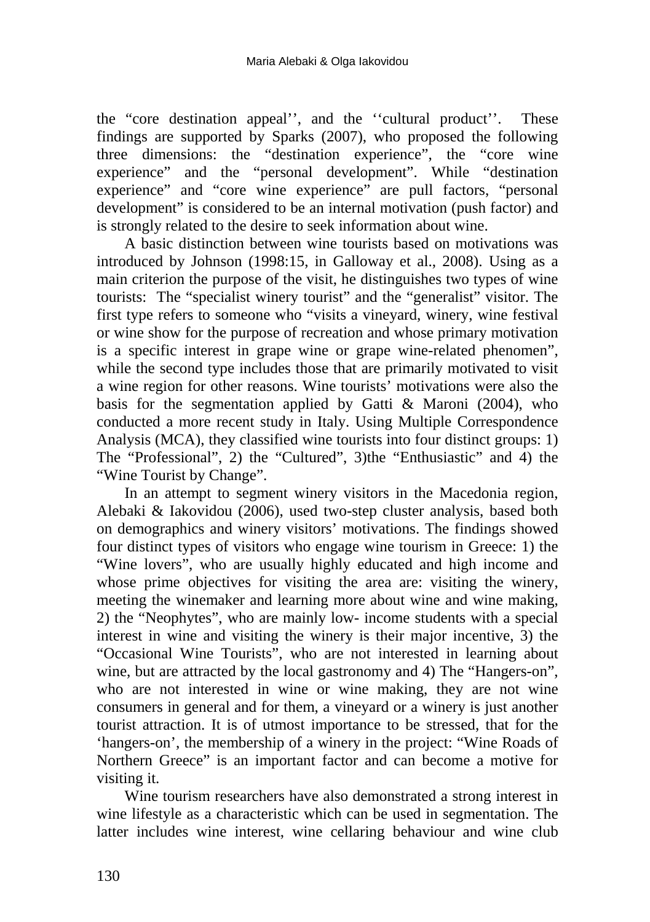the “core destination appeal’’, and the ‘‘cultural product’’. These findings are supported by Sparks (2007), who proposed the following three dimensions: the “destination experience”, the “core wine experience” and the “personal development”. While “destination experience” and “core wine experience” are pull factors, “personal development” is considered to be an internal motivation (push factor) and is strongly related to the desire to seek information about wine.

A basic distinction between wine tourists based on motivations was introduced by Johnson (1998:15, in Galloway et al., 2008). Using as a main criterion the purpose of the visit, he distinguishes two types of wine tourists: The “specialist winery tourist” and the “generalist” visitor. The first type refers to someone who “visits a vineyard, winery, wine festival or wine show for the purpose of recreation and whose primary motivation is a specific interest in grape wine or grape wine-related phenomen”, while the second type includes those that are primarily motivated to visit a wine region for other reasons. Wine tourists’ motivations were also the basis for the segmentation applied by Gatti & Maroni (2004), who conducted a more recent study in Italy. Using Multiple Correspondence Analysis (MCA), they classified wine tourists into four distinct groups: 1) The “Professional”, 2) the “Cultured”, 3)the “Enthusiastic” and 4) the “Wine Tourist by Change”.

In an attempt to segment winery visitors in the Macedonia region, Alebaki & Iakovidou (2006), used two-step cluster analysis, based both on demographics and winery visitors’ motivations. The findings showed four distinct types of visitors who engage wine tourism in Greece: 1) the “Wine lovers”, who are usually highly educated and high income and whose prime objectives for visiting the area are: visiting the winery, meeting the winemaker and learning more about wine and wine making, 2) the “Neophytes”, who are mainly low- income students with a special interest in wine and visiting the winery is their major incentive, 3) the “Occasional Wine Tourists”, who are not interested in learning about wine, but are attracted by the local gastronomy and 4) The “Hangers-on”, who are not interested in wine or wine making, they are not wine consumers in general and for them, a vineyard or a winery is just another tourist attraction. It is of utmost importance to be stressed, that for the ‘hangers-on’, the membership of a winery in the project: “Wine Roads of Northern Greece” is an important factor and can become a motive for visiting it.

Wine tourism researchers have also demonstrated a strong interest in wine lifestyle as a characteristic which can be used in segmentation. The latter includes wine interest, wine cellaring behaviour and wine club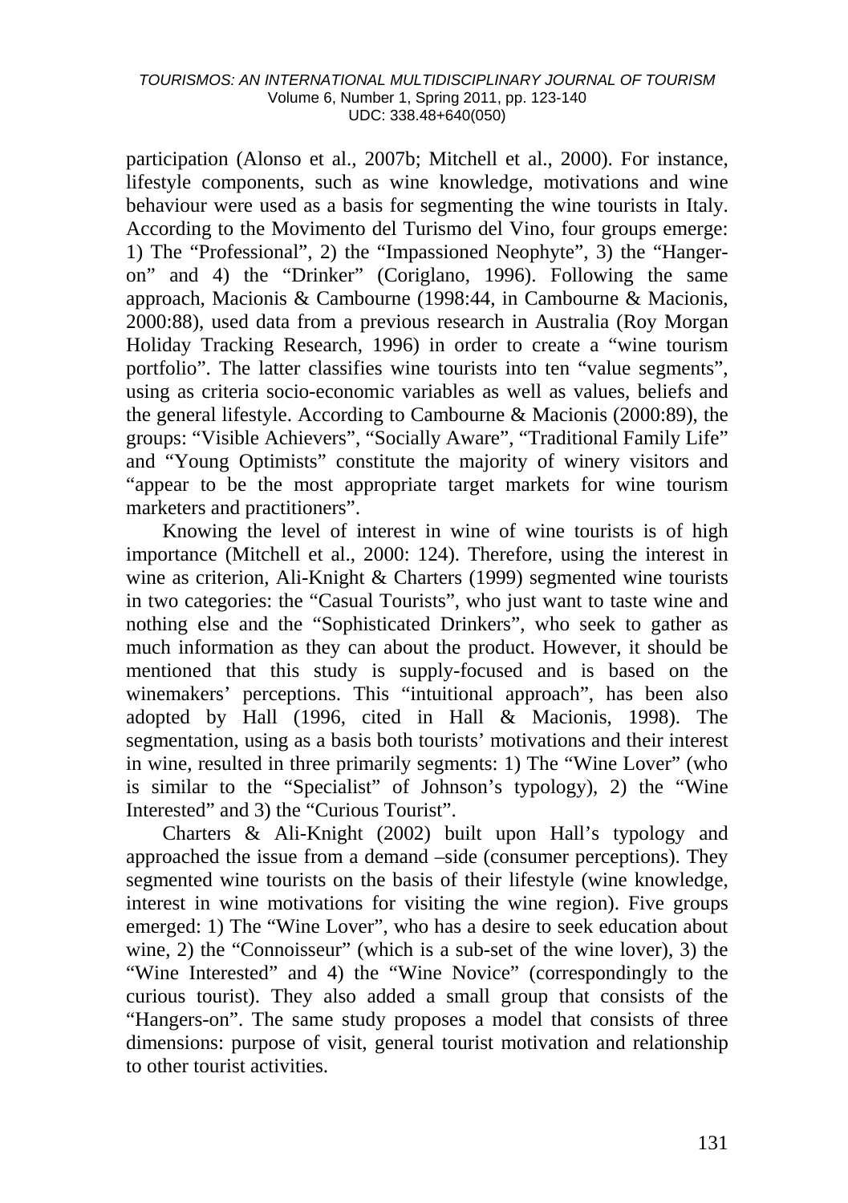participation (Alonso et al., 2007b; Mitchell et al., 2000). For instance, lifestyle components, such as wine knowledge, motivations and wine behaviour were used as a basis for segmenting the wine tourists in Italy. According to the Movimento del Turismo del Vino, four groups emerge: 1) The "Professional", 2) the "Impassioned Neophyte", 3) the "Hanger-on" and 4) the "Drinker" (Corigliano, 1996). Following the same approach, Macionis & Cambourne (1998:44, in Cambourne & Macionis, 2000:88), used data from a previous research in Australia (Roy Morgan Holiday Tracking Research, 1996) in order to create a "wine tourism portfolio". The latter classifies wine tourists into ten "value segments", using as criteria socio-economic variables as well as values, beliefs and the general lifestyle. According to Cambourne & Macionis (2000:89), the groups: "Visible Achievers", "Socially Aware", "Traditional Family Life" and "Young Optimists" constitute the majority of winery visitors and "appear to be the most appropriate target markets for wine tourism marketers and practitioners".

Knowing the level of interest in wine of wine tourists is of high importance (Mitchell et al., 2000: 124). Therefore, using the interest in wine as criterion, Ali-Knight & Charters (1999) segmented wine tourists in two categories: the "Casual Tourists", who just want to taste wine and nothing else and the "Sophisticated Drinkers", who seek to gather as much information as they can about the product. However, it should be mentioned that this study is supply-focused and is based on the winemakers' perceptions. This "intuitional approach", has been also adopted by Hall (1996, cited in Hall & Macionis, 1998). The segmentation, using as a basis both tourists' motivations and their interest in wine, resulted in three primarily segments: 1) The "Wine Lover" (who is similar to the "Specialist" of Johnson's typology), 2) the "Wine Interested" and 3) the "Curious Tourist".

Charters & Ali-Knight (2002) built upon Hall's typology and approached the issue from a demand –side (consumer perceptions). They segmented wine tourists on the basis of their lifestyle (wine knowledge, interest in wine motivations for visiting the wine region). Five groups emerged: 1) The "Wine Lover", who has a desire to seek education about wine, 2) the "Connoisseur" (which is a sub-set of the wine lover), 3) the "Wine Interested" and 4) the "Wine Novice" (correspondingly to the curious tourist). They also added a small group that consists of the "Hangers-on". The same study proposes a model that consists of three dimensions: purpose of visit, general tourist motivation and relationship to other tourist activities.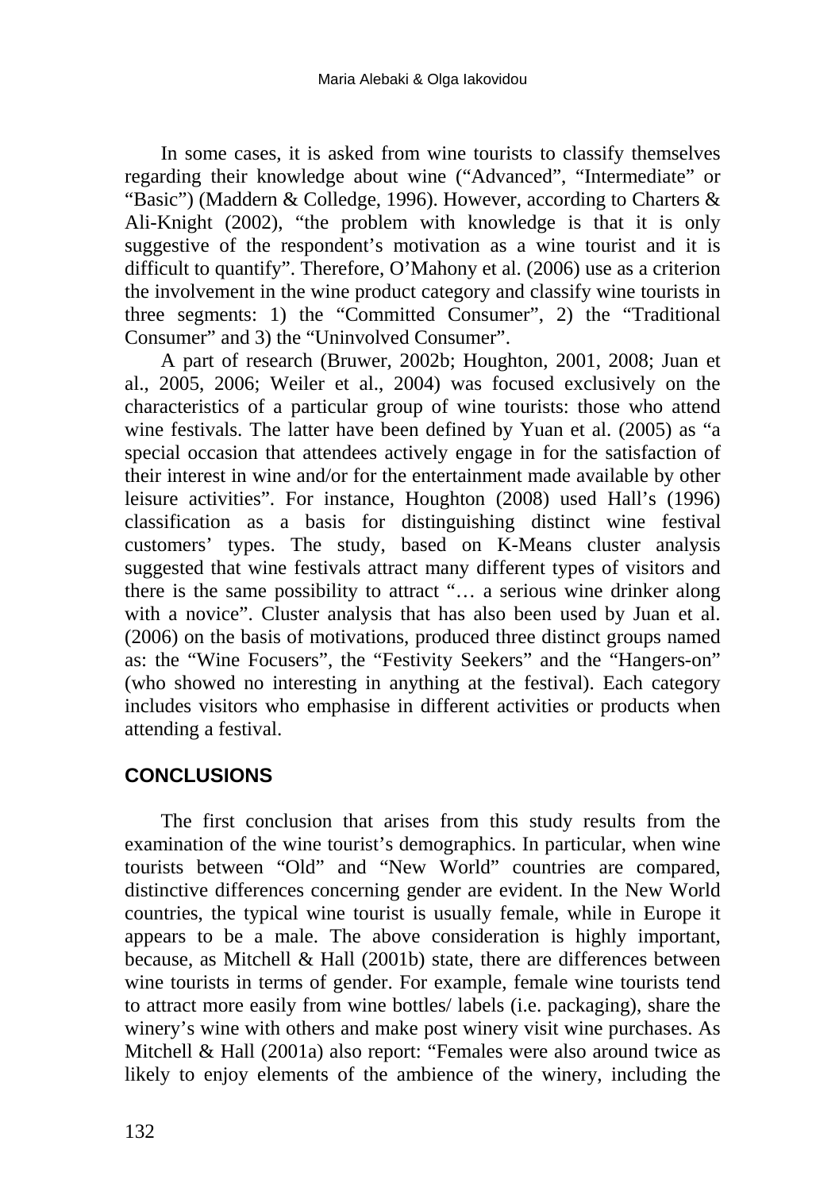In some cases, it is asked from wine tourists to classify themselves regarding their knowledge about wine ("Advanced", "Intermediate" or "Basic") (Maddern & Colledge, 1996). However, according to Charters & Ali-Knight (2002), "the problem with knowledge is that it is only suggestive of the respondent's motivation as a wine tourist and it is difficult to quantify". Therefore, O'Mahony et al. (2006) use as a criterion the involvement in the wine product category and classify wine tourists in three segments: 1) the "Committed Consumer", 2) the "Traditional Consumer" and 3) the "Uninvolved Consumer".

A part of research (Bruwer, 2002b; Houghton, 2001, 2008; Juan et al., 2005, 2006; Weiler et al., 2004) was focused exclusively on the characteristics of a particular group of wine tourists: those who attend wine festivals. The latter have been defined by Yuan et al. (2005) as "a special occasion that attendees actively engage in for the satisfaction of their interest in wine and/or for the entertainment made available by other leisure activities". For instance, Houghton (2008) used Hall's (1996) classification as a basis for distinguishing distinct wine festival customers' types. The study, based on K-Means cluster analysis suggested that wine festivals attract many different types of visitors and there is the same possibility to attract "… a serious wine drinker along with a novice". Cluster analysis that has also been used by Juan et al. (2006) on the basis of motivations, produced three distinct groups named as: the "Wine Focusers", the "Festivity Seekers" and the "Hangers-on" (who showed no interesting in anything at the festival). Each category includes visitors who emphasise in different activities or products when attending a festival.

## CONCLUSIONS

The first conclusion that arises from this study results from the examination of the wine tourist's demographics. In particular, when wine tourists between "Old" and "New World" countries are compared, distinctive differences concerning gender are evident. In the New World countries, the typical wine tourist is usually female, while in Europe it appears to be a male. The above consideration is highly important, because, as Mitchell & Hall (2001b) state, there are differences between wine tourists in terms of gender. For example, female wine tourists tend to attract more easily from wine bottles/ labels (i.e. packaging), share the winery's wine with others and make post winery visit wine purchases. As Mitchell & Hall (2001a) also report: "Females were also around twice as likely to enjoy elements of the ambience of the winery, including the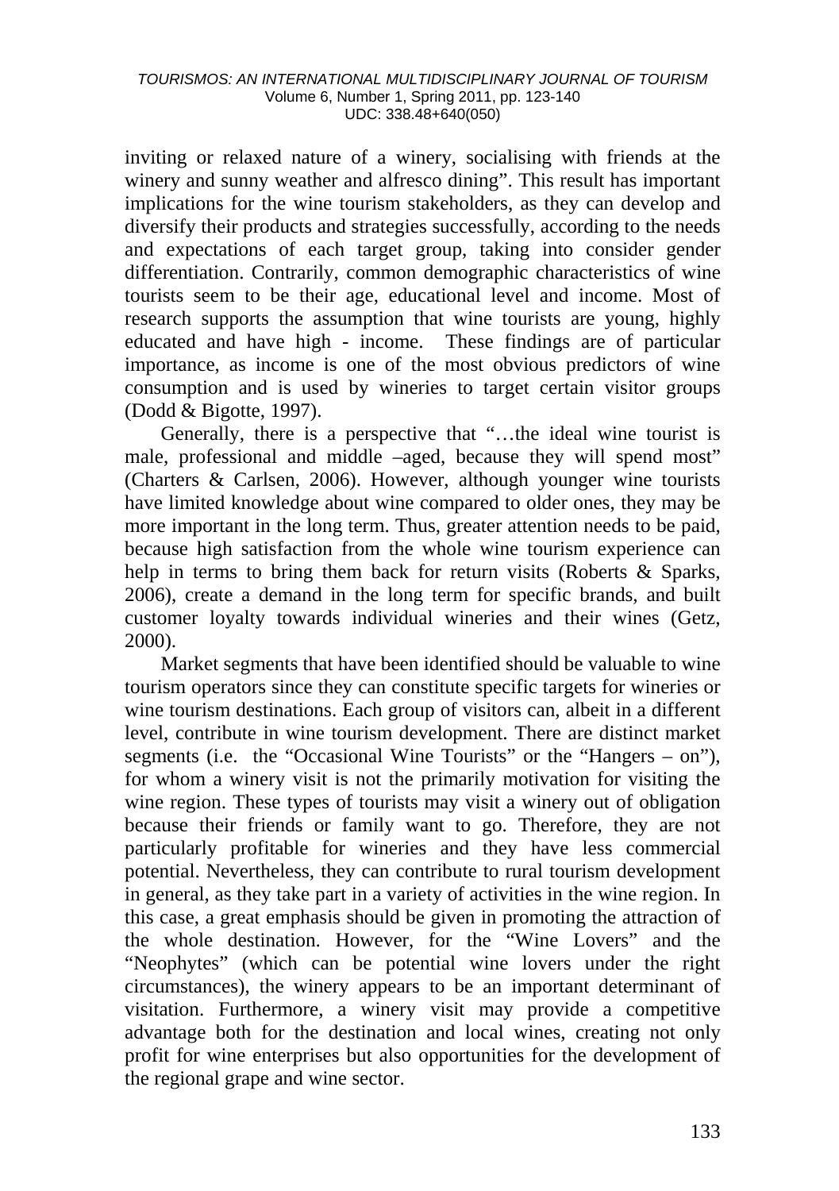inviting or relaxed nature of a winery, socialising with friends at the winery and sunny weather and alfresco dining". This result has important implications for the wine tourism stakeholders, as they can develop and diversify their products and strategies successfully, according to the needs and expectations of each target group, taking into consider gender differentiation. Contrarily, common demographic characteristics of wine tourists seem to be their age, educational level and income. Most of research supports the assumption that wine tourists are young, highly educated and have high - income. These findings are of particular importance, as income is one of the most obvious predictors of wine consumption and is used by wineries to target certain visitor groups (Dodd & Bigotte, 1997).

Generally, there is a perspective that "…the ideal wine tourist is male, professional and middle –aged, because they will spend most" (Charters & Carlsen, 2006). However, although younger wine tourists have limited knowledge about wine compared to older ones, they may be more important in the long term. Thus, greater attention needs to be paid, because high satisfaction from the whole wine tourism experience can help in terms to bring them back for return visits (Roberts & Sparks, 2006), create a demand in the long term for specific brands, and built customer loyalty towards individual wineries and their wines (Getz, 2000).

Market segments that have been identified should be valuable to wine tourism operators since they can constitute specific targets for wineries or wine tourism destinations. Each group of visitors can, albeit in a different level, contribute in wine tourism development. There are distinct market segments (i.e. the "Occasional Wine Tourists" or the "Hangers – on"), for whom a winery visit is not the primarily motivation for visiting the wine region. These types of tourists may visit a winery out of obligation because their friends or family want to go. Therefore, they are not particularly profitable for wineries and they have less commercial potential. Nevertheless, they can contribute to rural tourism development in general, as they take part in a variety of activities in the wine region. In this case, a great emphasis should be given in promoting the attraction of the whole destination. However, for the "Wine Lovers" and the "Neophytes" (which can be potential wine lovers under the right circumstances), the winery appears to be an important determinant of visitation. Furthermore, a winery visit may provide a competitive advantage both for the destination and local wines, creating not only profit for wine enterprises but also opportunities for the development of the regional grape and wine sector.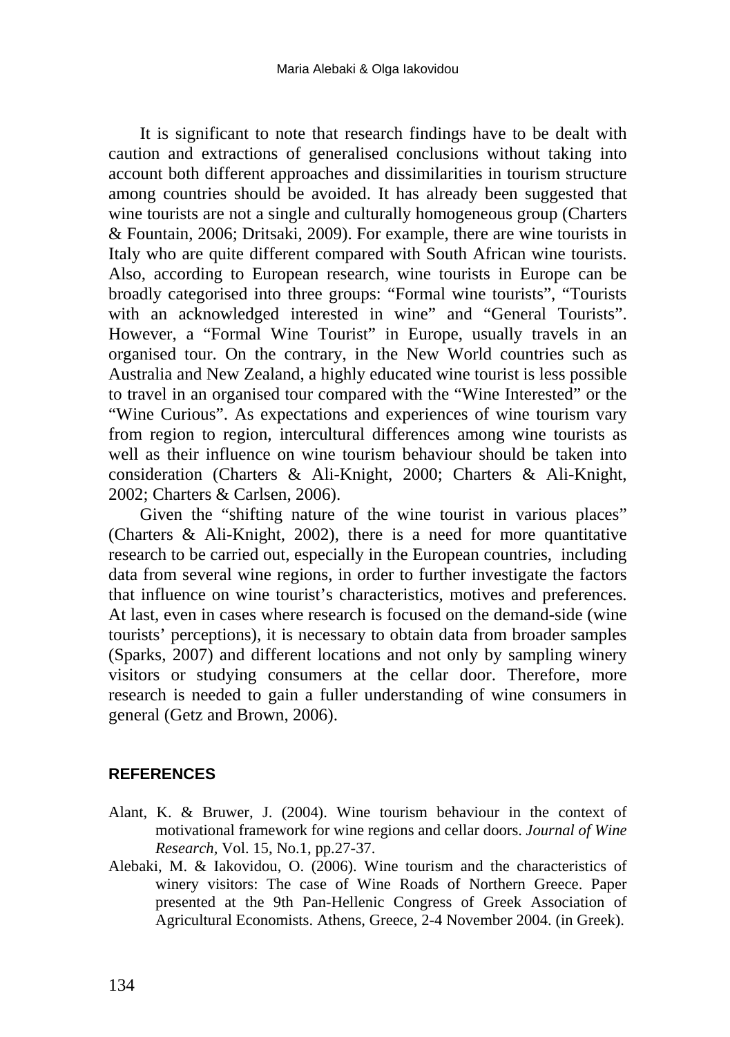It is significant to note that research findings have to be dealt with caution and extractions of generalised conclusions without taking into account both different approaches and dissimilarities in tourism structure among countries should be avoided. It has already been suggested that wine tourists are not a single and culturally homogeneous group (Charters & Fountain, 2006; Dritsaki, 2009). For example, there are wine tourists in Italy who are quite different compared with South African wine tourists. Also, according to European research, wine tourists in Europe can be broadly categorised into three groups: "Formal wine tourists", "Tourists with an acknowledged interested in wine" and "General Tourists". However, a "Formal Wine Tourist" in Europe, usually travels in an organised tour. On the contrary, in the New World countries such as Australia and New Zealand, a highly educated wine tourist is less possible to travel in an organised tour compared with the "Wine Interested" or the "Wine Curious". As expectations and experiences of wine tourism vary from region to region, intercultural differences among wine tourists as well as their influence on wine tourism behaviour should be taken into consideration (Charters & Ali-Knight, 2000; Charters & Ali-Knight, 2002; Charters & Carlsen, 2006).

Given the "shifting nature of the wine tourist in various places" (Charters & Ali-Knight, 2002), there is a need for more quantitative research to be carried out, especially in the European countries, including data from several wine regions, in order to further investigate the factors that influence on wine tourist's characteristics, motives and preferences. At last, even in cases where research is focused on the demand-side (wine tourists' perceptions), it is necessary to obtain data from broader samples (Sparks, 2007) and different locations and not only by sampling winery visitors or studying consumers at the cellar door. Therefore, more research is needed to gain a fuller understanding of wine consumers in general (Getz and Brown, 2006).

## REFERENCES

Alant, K. & Bruwer, J. (2004). Wine tourism behaviour in the context of motivational framework for wine regions and cellar doors. *Journal of Wine Research*, Vol. 15, No.1, pp.27-37.

Alebaki, M. & Iakovidou, O. (2006). Wine tourism and the characteristics of winery visitors: The case of Wine Roads of Northern Greece. Paper presented at the 9th Pan-Hellenic Congress of Greek Association of Agricultural Economists. Athens, Greece, 2-4 November 2004. (in Greek).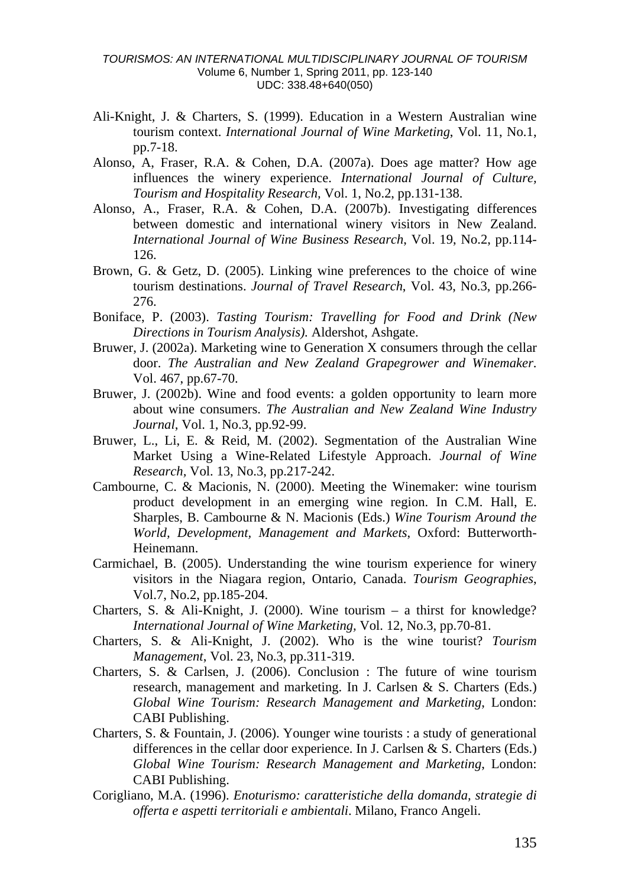Ali-Knight, J. & Charters, S. (1999). Education in a Western Australian wine tourism context. *International Journal of Wine Marketing*, Vol. 11, No.1, pp.7-18.

Alonso, A, Fraser, R.A. & Cohen, D.A. (2007a). Does age matter? How age influences the winery experience. *International Journal of Culture, Tourism and Hospitality Research*, Vol. 1, No.2, pp.131-138.

Alonso, A., Fraser, R.A. & Cohen, D.A. (2007b). Investigating differences between domestic and international winery visitors in New Zealand. *International Journal of Wine Business Research*, Vol. 19, No.2, pp.114-126.

Brown, G. & Getz, D. (2005). Linking wine preferences to the choice of wine tourism destinations. *Journal of Travel Research*, Vol. 43, No.3, pp.266-276.

Boniface, P. (2003). *Tasting Tourism: Travelling for Food and Drink (New Directions in Tourism Analysis).* Aldershot, Ashgate.

Bruwer, J. (2002a). Marketing wine to Generation X consumers through the cellar door. *The Australian and New Zealand Grapegrower and Winemaker*. Vol. 467, pp.67-70.

Bruwer, J. (2002b). Wine and food events: a golden opportunity to learn more about wine consumers. *The Australian and New Zealand Wine Industry Journal*, Vol. 1, No.3, pp.92-99.

Bruwer, L., Li, E. & Reid, M. (2002). Segmentation of the Australian Wine Market Using a Wine-Related Lifestyle Approach. *Journal of Wine Research*, Vol. 13, No.3, pp.217-242.

Cambourne, C. & Macionis, N. (2000). Meeting the Winemaker: wine tourism product development in an emerging wine region. In C.M. Hall, E. Sharples, B. Cambourne & N. Macionis (Eds.) *Wine Tourism Around the World, Development, Management and Markets*, Oxford: Butterworth-Heinemann.

Carmichael, B. (2005). Understanding the wine tourism experience for winery visitors in the Niagara region, Ontario, Canada. *Tourism Geographies*, Vol.7, No.2, pp.185-204.

Charters, S. & Ali-Knight, J. (2000). Wine tourism – a thirst for knowledge? *International Journal of Wine Marketing*, Vol. 12, No.3, pp.70-81.

Charters, S. & Ali-Knight, J. (2002). Who is the wine tourist? *Tourism Management*, Vol. 23, No.3, pp.311-319.

Charters, S. & Carlsen, J. (2006). Conclusion : The future of wine tourism research, management and marketing. In J. Carlsen & S. Charters (Eds.) *Global Wine Tourism: Research Management and Marketing*, London: CABI Publishing.

Charters, S. & Fountain, J. (2006). Younger wine tourists : a study of generational differences in the cellar door experience. In J. Carlsen & S. Charters (Eds.) *Global Wine Tourism: Research Management and Marketing*, London: CABI Publishing.

Corigliano, M.A. (1996). *Enoturismo: caratteristiche della domanda, strategie di offerta e aspetti territoriali e ambientali*. Milano, Franco Angeli.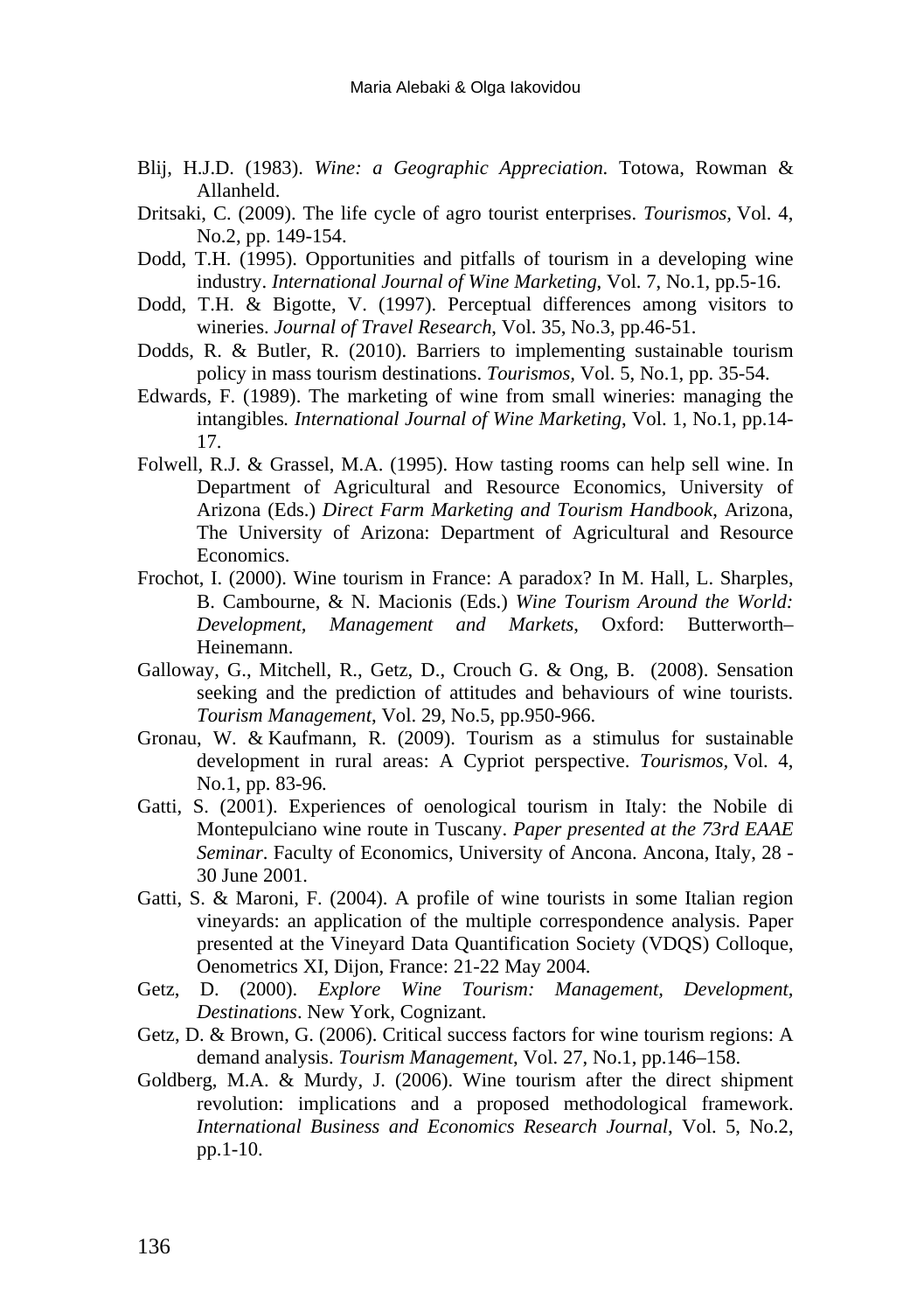Blij, H.J.D. (1983). *Wine: a Geographic Appreciation.* Totowa, Rowman & Allanheld.

Dritsaki, C. (2009). The life cycle of agro tourist enterprises. *Tourismos*, Vol. 4, No.2, pp. 149-154.

Dodd, T.H. (1995). Opportunities and pitfalls of tourism in a developing wine industry. *International Journal of Wine Marketing*, Vol. 7, No.1, pp.5-16.

Dodd, T.H. & Bigotte, V. (1997). Perceptual differences among visitors to wineries. *Journal of Travel Research*, Vol. 35, No.3, pp.46-51.

Dodds, R. & Butler, R. (2010). Barriers to implementing sustainable tourism policy in mass tourism destinations. *Tourismos*, Vol. 5, No.1, pp. 35-54.

Edwards, F. (1989). The marketing of wine from small wineries: managing the intangibles*. International Journal of Wine Marketing*, Vol. 1, No.1, pp.14-17.

Folwell, R.J. & Grassel, M.A. (1995). How tasting rooms can help sell wine. In Department of Agricultural and Resource Economics, University of Arizona (Eds.) *Direct Farm Marketing and Tourism Handbook*, Arizona, The University of Arizona: Department of Agricultural and Resource Economics.

Frochot, I. (2000). Wine tourism in France: A paradox? In M. Hall, L. Sharples, B. Cambourne, & N. Macionis (Eds.) *Wine Tourism Around the World: Development, Management and Markets*, Oxford: Butterworth–Heinemann.

Galloway, G., Mitchell, R., Getz, D., Crouch G. & Ong, B. (2008). Sensation seeking and the prediction of attitudes and behaviours of wine tourists. *Tourism Management*, Vol. 29, No.5, pp.950-966.

Gronau, W. & Kaufmann, R. (2009). Tourism as a stimulus for sustainable development in rural areas: A Cypriot perspective. *Tourismos*, Vol. 4, No.1, pp. 83-96.

Gatti, S. (2001). Experiences of oenological tourism in Italy: the Nobile di Montepulciano wine route in Tuscany. *Paper presented at the 73rd EAAE Seminar*. Faculty of Economics, University of Ancona. Ancona, Italy, 28 - 30 June 2001.

Gatti, S. & Maroni, F. (2004). A profile of wine tourists in some Italian region vineyards: an application of the multiple correspondence analysis. Paper presented at the Vineyard Data Quantification Society (VDQS) Colloque, Oenometrics XI, Dijon, France: 21-22 May 2004.

Getz, D. (2000). *Explore Wine Tourism: Management, Development, Destinations*. New York, Cognizant.

Getz, D. & Brown, G. (2006). Critical success factors for wine tourism regions: A demand analysis. *Tourism Management*, Vol. 27, No.1, pp.146–158.

Goldberg, M.A. & Murdy, J. (2006). Wine tourism after the direct shipment revolution: implications and a proposed methodological framework. *International Business and Economics Research Journal*, Vol. 5, No.2, pp.1-10.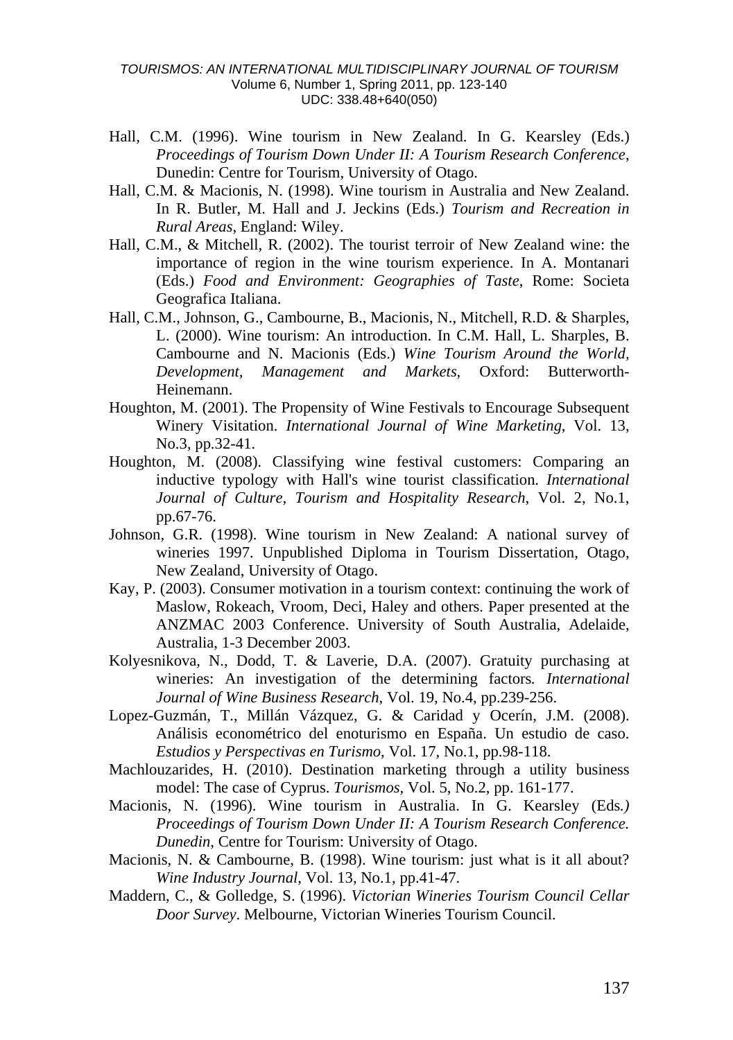Hall, C.M. (1996). Wine tourism in New Zealand. In G. Kearsley (Eds.) *Proceedings of Tourism Down Under II: A Tourism Research Conference*, Dunedin: Centre for Tourism, University of Otago.

Hall, C.M. & Macionis, N. (1998). Wine tourism in Australia and New Zealand. In R. Butler, M. Hall and J. Jeckins (Eds.) *Tourism and Recreation in Rural Areas*, England: Wiley.

Hall, C.M., & Mitchell, R. (2002). The tourist terroir of New Zealand wine: the importance of region in the wine tourism experience. In A. Montanari (Eds.) *Food and Environment: Geographies of Taste*, Rome: Societa Geografica Italiana.

Hall, C.M., Johnson, G., Cambourne, B., Macionis, N., Mitchell, R.D. & Sharples, L. (2000). Wine tourism: An introduction. In C.M. Hall, L. Sharples, B. Cambourne and N. Macionis (Eds.) *Wine Tourism Around the World, Development, Management and Markets*, Oxford: Butterworth-Heinemann.

Houghton, M. (2001). The Propensity of Wine Festivals to Encourage Subsequent Winery Visitation. *International Journal of Wine Marketing*, Vol. 13, No.3, pp.32-41.

Houghton, M. (2008). Classifying wine festival customers: Comparing an inductive typology with Hall's wine tourist classification. *International Journal of Culture, Tourism and Hospitality Research*, Vol. 2, No.1, pp.67-76.

Johnson, G.R. (1998). Wine tourism in New Zealand: A national survey of wineries 1997. Unpublished Diploma in Tourism Dissertation, Otago, New Zealand, University of Otago.

Kay, P. (2003). Consumer motivation in a tourism context: continuing the work of Maslow, Rokeach, Vroom, Deci, Haley and others. Paper presented at the ANZMAC 2003 Conference. University of South Australia, Adelaide, Australia, 1-3 December 2003.

Kolyesnikova, N., Dodd, T. & Laverie, D.A. (2007). Gratuity purchasing at wineries: An investigation of the determining factors. *International Journal of Wine Business Research*, Vol. 19, No.4, pp.239-256.

Lopez-Guzmán, T., Millán Vázquez, G. & Caridad y Ocerín, J.M. (2008). Análisis econométrico del enoturismo en España. Un estudio de caso. *Estudios y Perspectivas en Turismo*, Vol. 17, No.1, pp.98-118.

Machlouzarides, H. (2010). Destination marketing through a utility business model: The case of Cyprus. *Tourismos*, Vol. 5, No.2, pp. 161-177.

Macionis, N. (1996). Wine tourism in Australia. In G. Kearsley (Eds*.) Proceedings of Tourism Down Under II: A Tourism Research Conference. Dunedin*, Centre for Tourism: University of Otago.

Macionis, N. & Cambourne, B. (1998). Wine tourism: just what is it all about? *Wine Industry Journal*, Vol. 13, No.1, pp.41-47.

Maddern, C., & Golledge, S. (1996). *Victorian Wineries Tourism Council Cellar Door Survey*. Melbourne, Victorian Wineries Tourism Council.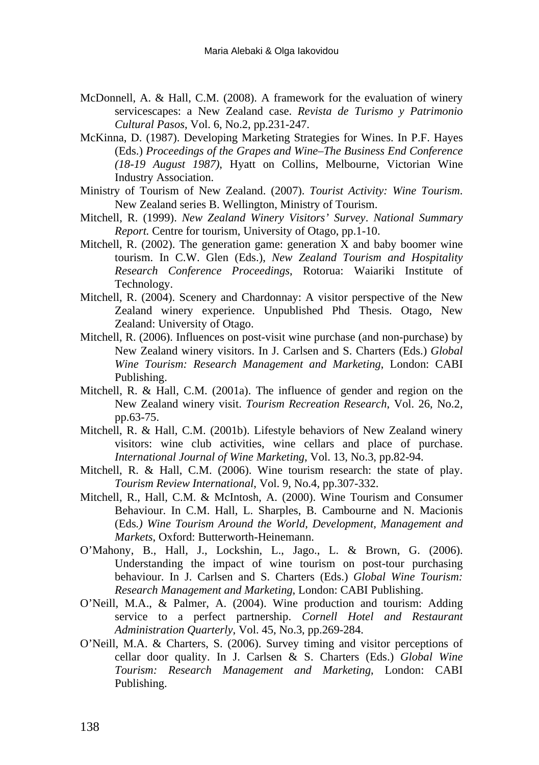McDonnell, A. & Hall, C.M. (2008). A framework for the evaluation of winery servicescapes: a New Zealand case. *Revista de Turismo y Patrimonio Cultural Pasos*, Vol. 6, No.2, pp.231-247.

McKinna, D. (1987). Developing Marketing Strategies for Wines. In P.F. Hayes (Eds.) *Proceedings of the Grapes and Wine–The Business End Conference (18-19 August 1987)*, Hyatt on Collins, Melbourne, Victorian Wine Industry Association.

Ministry of Tourism of New Zealand. (2007). *Tourist Activity: Wine Tourism*. New Zealand series B. Wellington, Ministry of Tourism.

Mitchell, R. (1999). *New Zealand Winery Visitors' Survey*. *National Summary Report.* Centre for tourism, University of Otago, pp.1-10.

Mitchell, R. (2002). The generation game: generation X and baby boomer wine tourism. In C.W. Glen (Eds.), *New Zealand Tourism and Hospitality Research Conference Proceedings*, Rotorua: Waiariki Institute of Technology.

Mitchell, R. (2004). Scenery and Chardonnay: A visitor perspective of the New Zealand winery experience. Unpublished Phd Thesis. Otago, New Zealand: University of Otago.

Mitchell, R. (2006). Influences on post-visit wine purchase (and non-purchase) by New Zealand winery visitors. In J. Carlsen and S. Charters (Eds.) *Global Wine Tourism: Research Management and Marketing*, London: CABI Publishing.

Mitchell, R. & Hall, C.M. (2001a). The influence of gender and region on the New Zealand winery visit. *Tourism Recreation Research*, Vol. 26, No.2, pp.63-75.

Mitchell, R. & Hall, C.M. (2001b). Lifestyle behaviors of New Zealand winery visitors: wine club activities, wine cellars and place of purchase. *International Journal of Wine Marketing*, Vol. 13, No.3, pp.82-94.

Mitchell, R. & Hall, C.M. (2006). Wine tourism research: the state of play. *Tourism Review International*, Vol. 9, No.4, pp.307-332.

Mitchell, R., Hall, C.M. & McIntosh, A. (2000). Wine Tourism and Consumer Behaviour. In C.M. Hall, L. Sharples, B. Cambourne and N. Macionis (Eds*.) Wine Tourism Around the World*, *Development*, *Management and Markets*, Oxford: Butterworth-Heinemann.

O'Mahony, B., Hall, J., Lockshin, L., Jago., L. & Brown, G. (2006). Understanding the impact of wine tourism on post-tour purchasing behaviour. In J. Carlsen and S. Charters (Eds.) *Global Wine Tourism: Research Management and Marketing*, London: CABI Publishing.

O'Neill, M.A., & Palmer, A. (2004). Wine production and tourism: Adding service to a perfect partnership. *Cornell Hotel and Restaurant Administration Quarterly*, Vol. 45, No.3, pp.269-284.

O'Neill, M.A. & Charters, S. (2006). Survey timing and visitor perceptions of cellar door quality. In J. Carlsen & S. Charters (Eds.) *Global Wine Tourism: Research Management and Marketing*, London: CABI Publishing.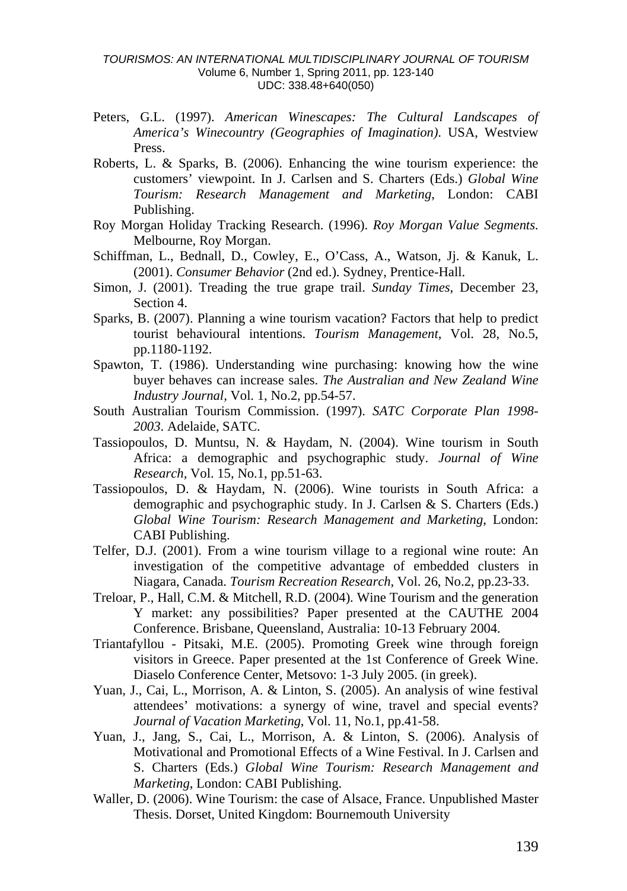Peters, G.L. (1997). *American Winescapes: The Cultural Landscapes of America's Winecountry (Geographies of Imagination)*. USA, Westview Press.

Roberts, L. & Sparks, B. (2006). Enhancing the wine tourism experience: the customers' viewpoint. In J. Carlsen and S. Charters (Eds.) *Global Wine Tourism: Research Management and Marketing*, London: CABI Publishing.

Roy Morgan Holiday Tracking Research. (1996). *Roy Morgan Value Segments.* Melbourne, Roy Morgan.

Schiffman, L., Bednall, D., Cowley, E., O'Cass, A., Watson, Jj. & Kanuk, L. (2001). *Consumer Behavior* (2nd ed.). Sydney, Prentice-Hall.

Simon, J. (2001). Treading the true grape trail. *Sunday Times*, December 23, Section 4.

Sparks, B. (2007). Planning a wine tourism vacation? Factors that help to predict tourist behavioural intentions. *Tourism Management*, Vol. 28, No.5, pp.1180-1192.

Spawton, T. (1986). Understanding wine purchasing: knowing how the wine buyer behaves can increase sales. *The Australian and New Zealand Wine Industry Journal*, Vol. 1, No.2, pp.54-57.

South Australian Tourism Commission. (1997). *SATC Corporate Plan 1998-2003*. Adelaide, SATC.

Tassiopoulos, D. Muntsu, N. & Haydam, N. (2004). Wine tourism in South Africa: a demographic and psychographic study. *Journal of Wine Research*, Vol. 15, No.1, pp.51-63.

Tassiopoulos, D. & Haydam, N. (2006). Wine tourists in South Africa: a demographic and psychographic study. In J. Carlsen & S. Charters (Eds.) *Global Wine Tourism: Research Management and Marketing*, London: CABI Publishing.

Telfer, D.J. (2001). From a wine tourism village to a regional wine route: An investigation of the competitive advantage of embedded clusters in Niagara, Canada. *Tourism Recreation Research*, Vol. 26, No.2, pp.23-33.

Treloar, P., Hall, C.M. & Mitchell, R.D. (2004). Wine Tourism and the generation Y market: any possibilities? Paper presented at the CAUTHE 2004 Conference. Brisbane, Queensland, Australia: 10-13 February 2004.

Triantafyllou - Pitsaki, M.E. (2005). Promoting Greek wine through foreign visitors in Greece. Paper presented at the 1st Conference of Greek Wine. Diaselo Conference Center, Metsovo: 1-3 July 2005. (in greek).

Yuan, J., Cai, L., Morrison, A. & Linton, S. (2005). An analysis of wine festival attendees' motivations: a synergy of wine, travel and special events? *Journal of Vacation Marketing*, Vol. 11, No.1, pp.41-58.

Yuan, J., Jang, S., Cai, L., Morrison, A. & Linton, S. (2006). Analysis of Motivational and Promotional Effects of a Wine Festival. In J. Carlsen and S. Charters (Eds.) *Global Wine Tourism: Research Management and Marketing*, London: CABI Publishing.

Waller, D. (2006). Wine Tourism: the case of Alsace, France. Unpublished Master Thesis. Dorset, United Kingdom: Bournemouth University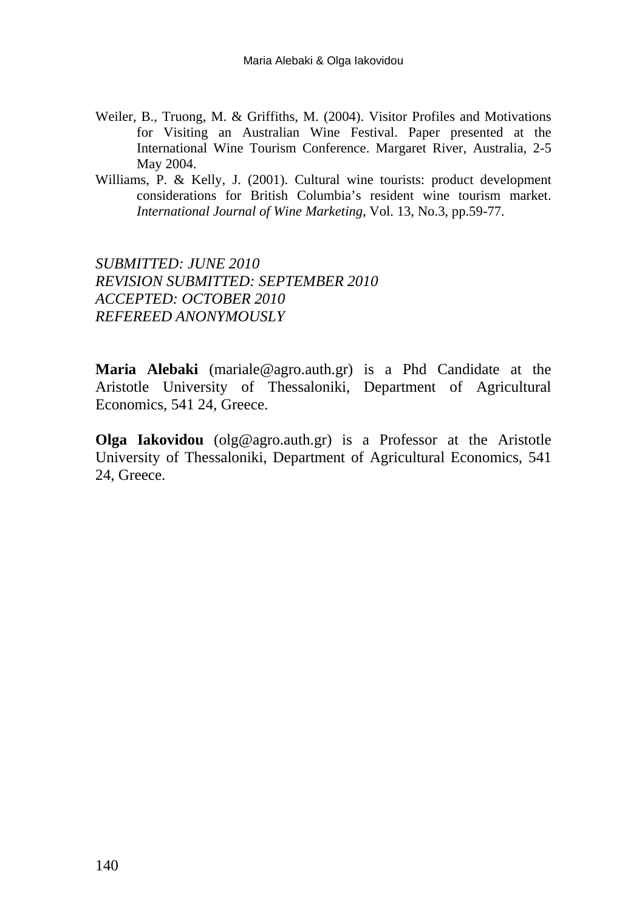Weiler, B., Truong, M. & Griffiths, M. (2004). Visitor Profiles and Motivations for Visiting an Australian Wine Festival. Paper presented at the International Wine Tourism Conference. Margaret River, Australia, 2-5 May 2004.

Williams, P. & Kelly, J. (2001). Cultural wine tourists: product development considerations for British Columbia's resident wine tourism market. *International Journal of Wine Marketing*, Vol. 13, No.3, pp.59-77.

*SUBMITTED: JUNE 2010*
*REVISION SUBMITTED: SEPTEMBER 2010*
*ACCEPTED: OCTOBER 2010*
*REFEREED ANONYMOUSLY*

**Maria Alebaki** (mariale@agro.auth.gr) is a Phd Candidate at the Aristotle University of Thessaloniki, Department of Agricultural Economics, 541 24, Greece.

**Olga Iakovidou** (olg@agro.auth.gr) is a Professor at the Aristotle University of Thessaloniki, Department of Agricultural Economics, 541 24, Greece.